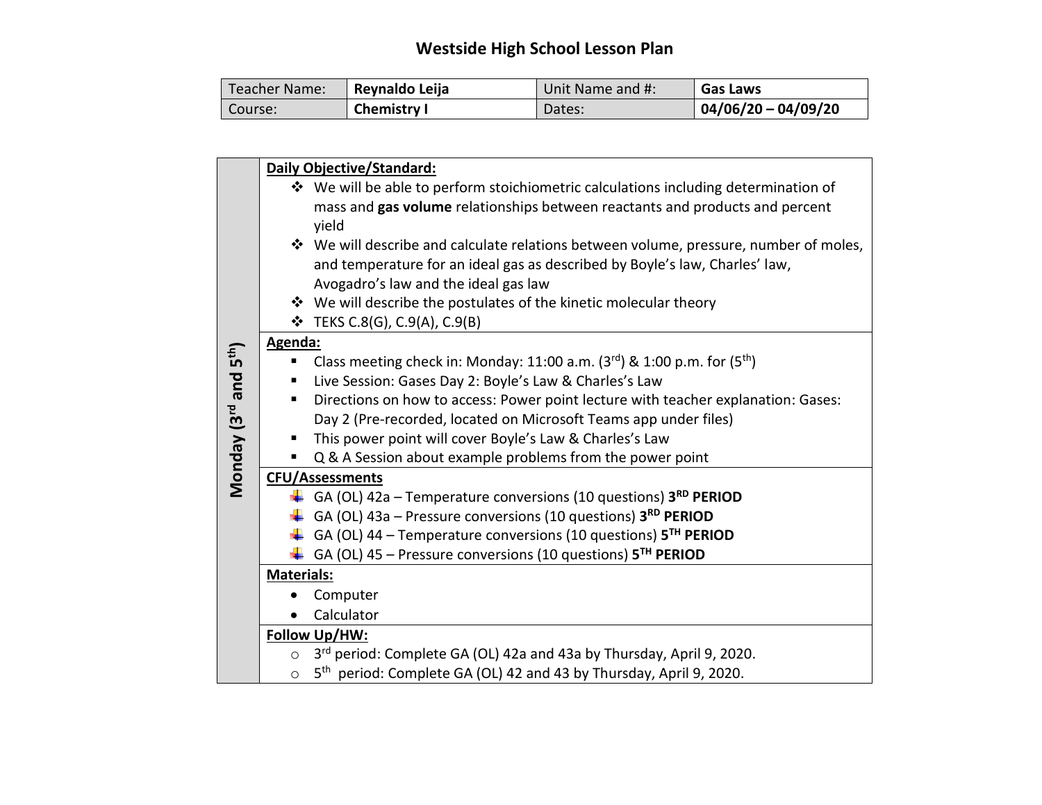# Westside High School Lesson Plan

| Teacher Name: | **Reynaldo Leija** | Unit Name and #: | **Gas Laws** |
|---|---|---|---|
| Course: | **Chemistry I** | Dates: | **04/06/20 – 04/09/20** |

## Monday (3rd and 5th)

**Daily Objective/Standard:**

- We will be able to perform stoichiometric calculations including determination of mass and **gas volume** relationships between reactants and products and percent yield
- We will describe and calculate relations between volume, pressure, number of moles, and temperature for an ideal gas as described by Boyle's law, Charles' law, Avogadro's law and the ideal gas law
- We will describe the postulates of the kinetic molecular theory
- TEKS C.8(G), C.9(A), C.9(B)

**Agenda:**

- Class meeting check in: Monday: 11:00 a.m. (3rd) & 1:00 p.m. for (5th)
- Live Session: Gases Day 2: Boyle's Law & Charles's Law
- Directions on how to access: Power point lecture with teacher explanation: Gases: Day 2 (Pre-recorded, located on Microsoft Teams app under files)
- This power point will cover Boyle's Law & Charles's Law
- Q & A Session about example problems from the power point

**CFU/Assessments**

- GA (OL) 42a – Temperature conversions (10 questions) **3RD PERIOD**
- GA (OL) 43a – Pressure conversions (10 questions) **3RD PERIOD**
- GA (OL) 44 – Temperature conversions (10 questions) **5TH PERIOD**
- GA (OL) 45 – Pressure conversions (10 questions) **5TH PERIOD**

**Materials:**

- Computer
- Calculator

**Follow Up/HW:**

- 3rd period: Complete GA (OL) 42a and 43a by Thursday, April 9, 2020.
- 5th period: Complete GA (OL) 42 and 43 by Thursday, April 9, 2020.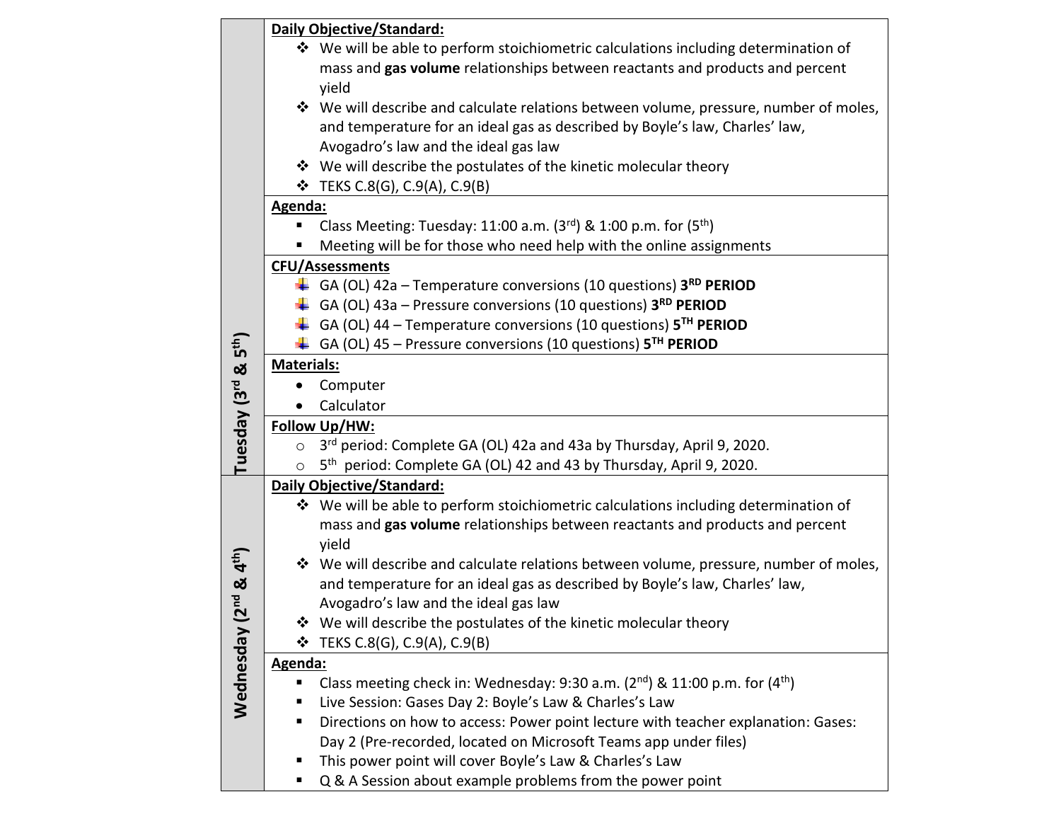| | |
|---|---|
| **Tuesday (3rd & 5th)** | **Daily Objective/Standard:**<br>❖ We will be able to perform stoichiometric calculations including determination of mass and **gas volume** relationships between reactants and products and percent yield<br>❖ We will describe and calculate relations between volume, pressure, number of moles, and temperature for an ideal gas as described by Boyle's law, Charles' law, Avogadro's law and the ideal gas law<br>❖ We will describe the postulates of the kinetic molecular theory<br>❖ TEKS C.8(G), C.9(A), C.9(B) |
| | **Agenda:**<br>▪ Class Meeting: Tuesday: 11:00 a.m. (3rd) & 1:00 p.m. for (5th)<br>▪ Meeting will be for those who need help with the online assignments |
| | **CFU/Assessments**<br>GA (OL) 42a – Temperature conversions (10 questions) **3RD PERIOD**<br>GA (OL) 43a – Pressure conversions (10 questions) **3RD PERIOD**<br>GA (OL) 44 – Temperature conversions (10 questions) **5TH PERIOD**<br>GA (OL) 45 – Pressure conversions (10 questions) **5TH PERIOD** |
| | **Materials:**<br>• Computer<br>• Calculator |
| | **Follow Up/HW:**<br>o 3rd period: Complete GA (OL) 42a and 43a by Thursday, April 9, 2020.<br>o 5th period: Complete GA (OL) 42 and 43 by Thursday, April 9, 2020. |
| **Wednesday (2nd & 4th)** | **Daily Objective/Standard:**<br>❖ We will be able to perform stoichiometric calculations including determination of mass and **gas volume** relationships between reactants and products and percent yield<br>❖ We will describe and calculate relations between volume, pressure, number of moles, and temperature for an ideal gas as described by Boyle's law, Charles' law, Avogadro's law and the ideal gas law<br>❖ We will describe the postulates of the kinetic molecular theory<br>❖ TEKS C.8(G), C.9(A), C.9(B) |
| | **Agenda:**<br>▪ Class meeting check in: Wednesday: 9:30 a.m. (2nd) & 11:00 p.m. for (4th)<br>▪ Live Session: Gases Day 2: Boyle's Law & Charles's Law<br>▪ Directions on how to access: Power point lecture with teacher explanation: Gases: Day 2 (Pre-recorded, located on Microsoft Teams app under files)<br>▪ This power point will cover Boyle's Law & Charles's Law<br>▪ Q & A Session about example problems from the power point |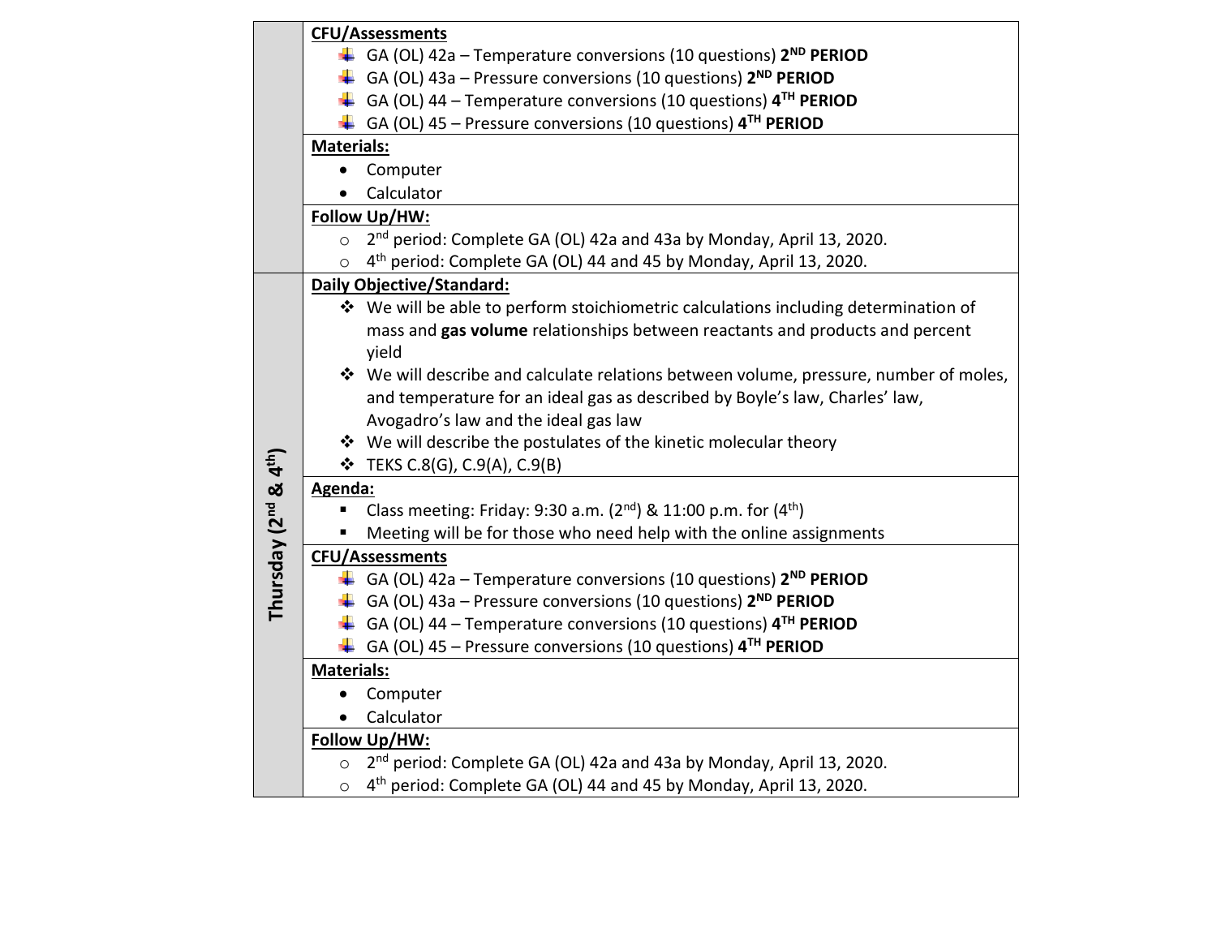| | |
|---|---|
| | **CFU/Assessments**<br>- GA (OL) 42a – Temperature conversions (10 questions) **2[ND] PERIOD**<br>- GA (OL) 43a – Pressure conversions (10 questions) **2[ND] PERIOD**<br>- GA (OL) 44 – Temperature conversions (10 questions) **4[TH] PERIOD**<br>- GA (OL) 45 – Pressure conversions (10 questions) **4[TH] PERIOD** |
| | **Materials:**<br>- Computer<br>- Calculator |
| | **Follow Up/HW:**<br>- 2[nd] period: Complete GA (OL) 42a and 43a by Monday, April 13, 2020.<br>- 4[th] period: Complete GA (OL) 44 and 45 by Monday, April 13, 2020. |
| **Thursday (2[nd] & 4[th])** | **Daily Objective/Standard:**<br>- We will be able to perform stoichiometric calculations including determination of mass and **gas volume** relationships between reactants and products and percent yield<br>- We will describe and calculate relations between volume, pressure, number of moles, and temperature for an ideal gas as described by Boyle's law, Charles' law, Avogadro's law and the ideal gas law<br>- We will describe the postulates of the kinetic molecular theory<br>- TEKS C.8(G), C.9(A), C.9(B) |
| | **Agenda:**<br>- Class meeting: Friday: 9:30 a.m. (2[nd]) & 11:00 p.m. for (4[th])<br>- Meeting will be for those who need help with the online assignments |
| | **CFU/Assessments**<br>- GA (OL) 42a – Temperature conversions (10 questions) **2[ND] PERIOD**<br>- GA (OL) 43a – Pressure conversions (10 questions) **2[ND] PERIOD**<br>- GA (OL) 44 – Temperature conversions (10 questions) **4[TH] PERIOD**<br>- GA (OL) 45 – Pressure conversions (10 questions) **4[TH] PERIOD** |
| | **Materials:**<br>- Computer<br>- Calculator |
| | **Follow Up/HW:**<br>- 2[nd] period: Complete GA (OL) 42a and 43a by Monday, April 13, 2020.<br>- 4[th] period: Complete GA (OL) 44 and 45 by Monday, April 13, 2020. |